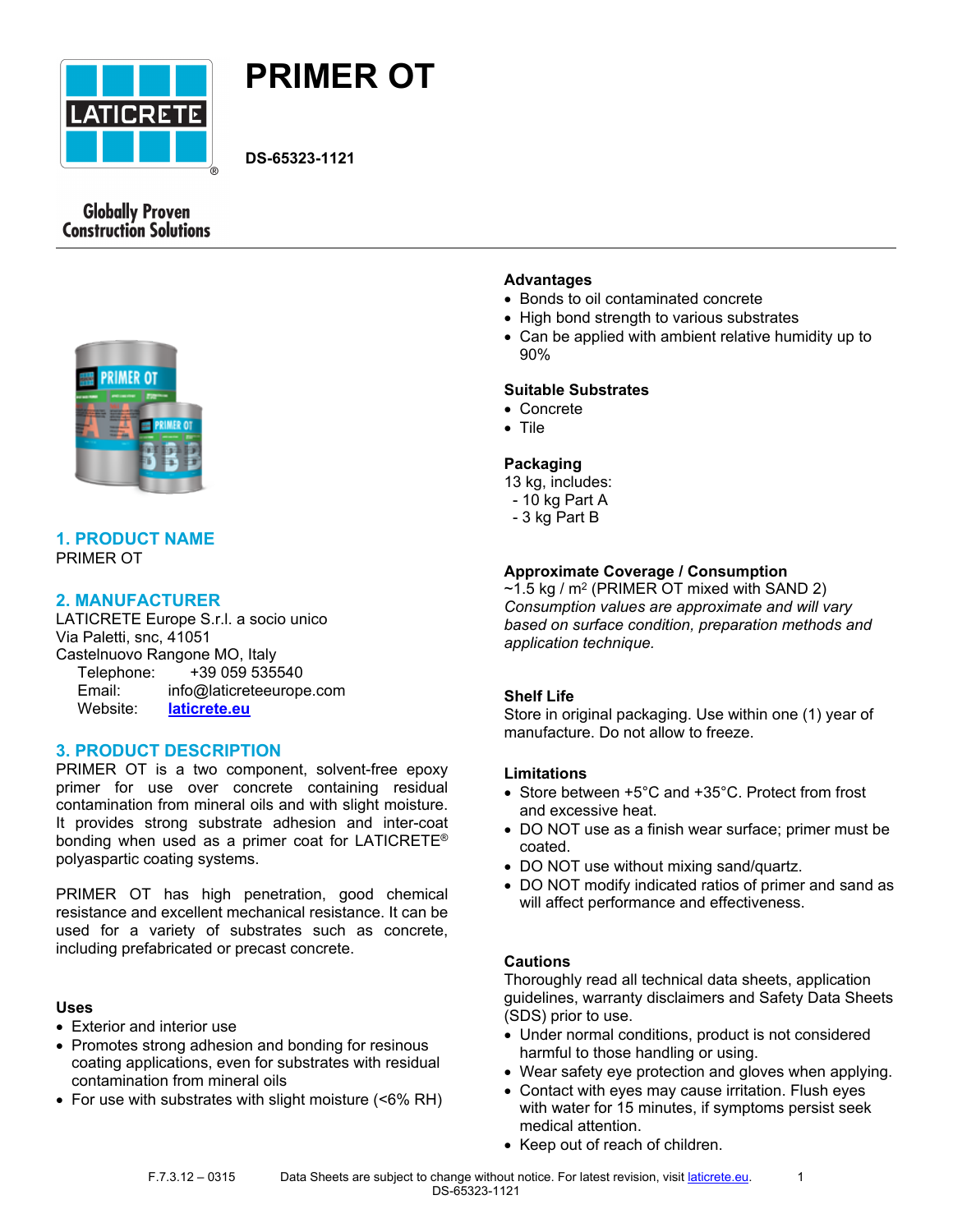# PRIMER OT

**DS-65323-1121**

Globally Proven Construction Solutions

## 1. PRODUCT NAME

PRIMER OT

## 2. MANUFACTURER

LATICRETE Europe S.r.l. a socio unico
Via Paletti, snc, 41051
Castelnuovo Rangone MO, Italy

Telephone: +39 059 535540
Email: info@laticreteeurope.com
Website: [laticrete.eu](laticrete.eu)

## 3. PRODUCT DESCRIPTION

PRIMER OT is a two component, solvent-free epoxy primer for use over concrete containing residual contamination from mineral oils and with slight moisture. It provides strong substrate adhesion and inter-coat bonding when used as a primer coat for LATICRETE® polyaspartic coating systems.

PRIMER OT has high penetration, good chemical resistance and excellent mechanical resistance. It can be used for a variety of substrates such as concrete, including prefabricated or precast concrete.

### Uses

- Exterior and interior use
- Promotes strong adhesion and bonding for resinous coating applications, even for substrates with residual contamination from mineral oils
- For use with substrates with slight moisture (<6% RH)

### Advantages

- Bonds to oil contaminated concrete
- High bond strength to various substrates
- Can be applied with ambient relative humidity up to 90%

### Suitable Substrates

- Concrete
- Tile

### Packaging

13 kg, includes:
- 10 kg Part A
- 3 kg Part B

### Approximate Coverage / Consumption

~1.5 kg / m$^2$ (PRIMER OT mixed with SAND 2)

*Consumption values are approximate and will vary based on surface condition, preparation methods and application technique.*

### Shelf Life

Store in original packaging. Use within one (1) year of manufacture. Do not allow to freeze.

### Limitations

- Store between +5°C and +35°C. Protect from frost and excessive heat.
- DO NOT use as a finish wear surface; primer must be coated.
- DO NOT use without mixing sand/quartz.
- DO NOT modify indicated ratios of primer and sand as will affect performance and effectiveness.

### Cautions

Thoroughly read all technical data sheets, application guidelines, warranty disclaimers and Safety Data Sheets (SDS) prior to use.

- Under normal conditions, product is not considered harmful to those handling or using.
- Wear safety eye protection and gloves when applying.
- Contact with eyes may cause irritation. Flush eyes with water for 15 minutes, if symptoms persist seek medical attention.
- Keep out of reach of children.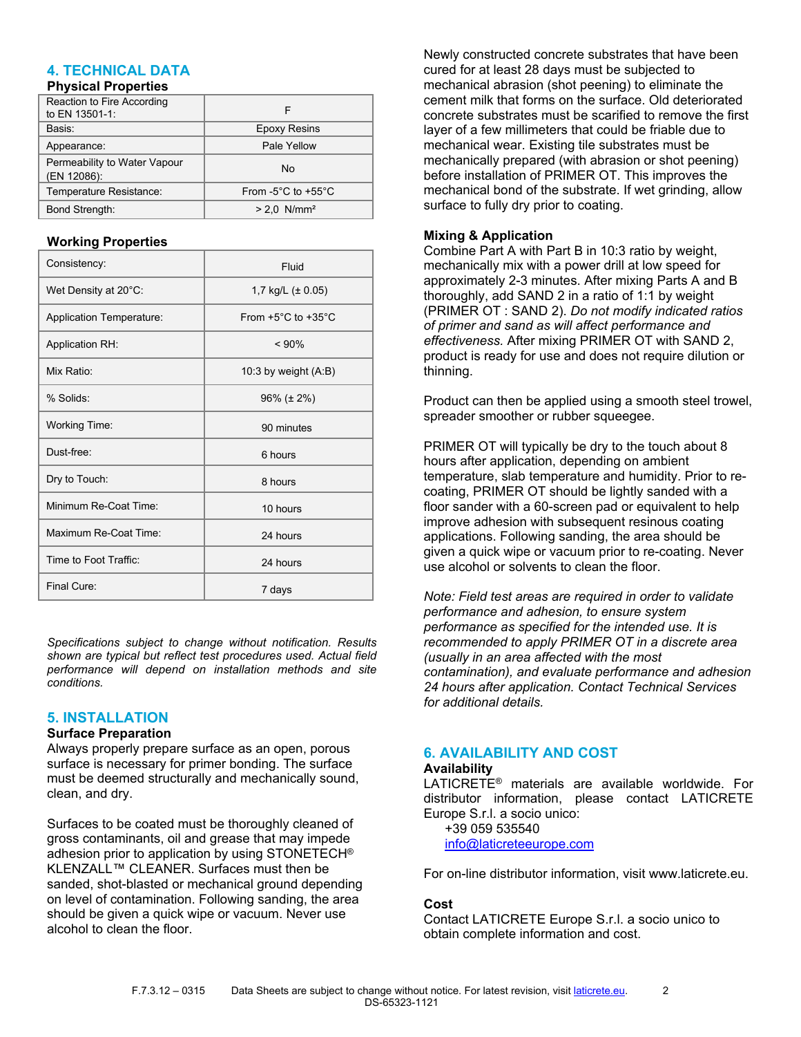## 4. TECHNICAL DATA

### Physical Properties

| | |
|---|---|
| Reaction to Fire According to EN 13501-1: | F |
| Basis: | Epoxy Resins |
| Appearance: | Pale Yellow |
| Permeability to Water Vapour (EN 12086): | No |
| Temperature Resistance: | From -5°C to +55°C |
| Bond Strength: | > 2,0 N/mm² |

### Working Properties

| | |
|---|---|
| Consistency: | Fluid |
| Wet Density at 20°C: | 1,7 kg/L (± 0.05) |
| Application Temperature: | From +5°C to +35°C |
| Application RH: | < 90% |
| Mix Ratio: | 10:3 by weight (A:B) |
| % Solids: | 96% (± 2%) |
| Working Time: | 90 minutes |
| Dust-free: | 6 hours |
| Dry to Touch: | 8 hours |
| Minimum Re-Coat Time: | 10 hours |
| Maximum Re-Coat Time: | 24 hours |
| Time to Foot Traffic: | 24 hours |
| Final Cure: | 7 days |

*Specifications subject to change without notification. Results shown are typical but reflect test procedures used. Actual field performance will depend on installation methods and site conditions.*

## 5. INSTALLATION

### Surface Preparation

Always properly prepare surface as an open, porous surface is necessary for primer bonding. The surface must be deemed structurally and mechanically sound, clean, and dry.

Surfaces to be coated must be thoroughly cleaned of gross contaminants, oil and grease that may impede adhesion prior to application by using STONETECH® KLENZALL™ CLEANER. Surfaces must then be sanded, shot-blasted or mechanical ground depending on level of contamination. Following sanding, the area should be given a quick wipe or vacuum. Never use alcohol to clean the floor.

Newly constructed concrete substrates that have been cured for at least 28 days must be subjected to mechanical abrasion (shot peening) to eliminate the cement milk that forms on the surface. Old deteriorated concrete substrates must be scarified to remove the first layer of a few millimeters that could be friable due to mechanical wear. Existing tile substrates must be mechanically prepared (with abrasion or shot peening) before installation of PRIMER OT. This improves the mechanical bond of the substrate. If wet grinding, allow surface to fully dry prior to coating.

### Mixing & Application

Combine Part A with Part B in 10:3 ratio by weight, mechanically mix with a power drill at low speed for approximately 2-3 minutes. After mixing Parts A and B thoroughly, add SAND 2 in a ratio of 1:1 by weight (PRIMER OT : SAND 2). *Do not modify indicated ratios of primer and sand as will affect performance and effectiveness.* After mixing PRIMER OT with SAND 2, product is ready for use and does not require dilution or thinning.

Product can then be applied using a smooth steel trowel, spreader smoother or rubber squeegee.

PRIMER OT will typically be dry to the touch about 8 hours after application, depending on ambient temperature, slab temperature and humidity. Prior to re-coating, PRIMER OT should be lightly sanded with a floor sander with a 60-screen pad or equivalent to help improve adhesion with subsequent resinous coating applications. Following sanding, the area should be given a quick wipe or vacuum prior to re-coating. Never use alcohol or solvents to clean the floor.

*Note: Field test areas are required in order to validate performance and adhesion, to ensure system performance as specified for the intended use. It is recommended to apply PRIMER OT in a discrete area (usually in an area affected with the most contamination), and evaluate performance and adhesion 24 hours after application. Contact Technical Services for additional details.*

## 6. AVAILABILITY AND COST

### Availability

LATICRETE® materials are available worldwide. For distributor information, please contact LATICRETE Europe S.r.l. a socio unico:

+39 059 535540
info@laticreteeurope.com

For on-line distributor information, visit www.laticrete.eu.

### Cost

Contact LATICRETE Europe S.r.l. a socio unico to obtain complete information and cost.

F.7.3.12 – 0315 Data Sheets are subject to change without notice. For latest revision, visit laticrete.eu.
DS-65323-1121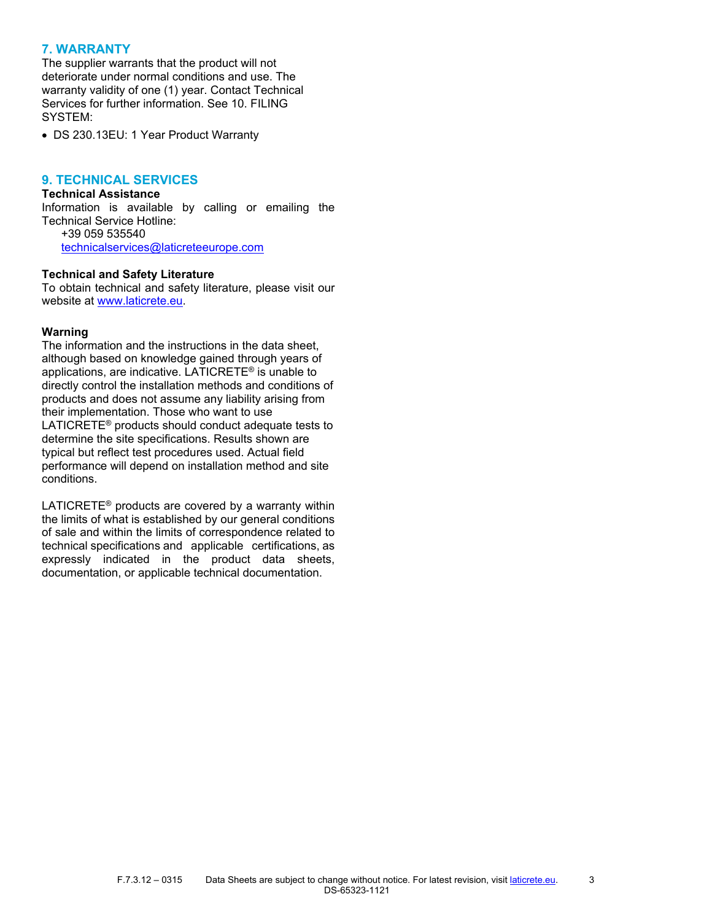## 7. WARRANTY

The supplier warrants that the product will not deteriorate under normal conditions and use. The warranty validity of one (1) year. Contact Technical Services for further information. See 10. FILING SYSTEM:

- DS 230.13EU: 1 Year Product Warranty

## 9. TECHNICAL SERVICES

**Technical Assistance**

Information is available by calling or emailing the Technical Service Hotline:

+39 059 535540
technicalservices@laticreteeurope.com

**Technical and Safety Literature**

To obtain technical and safety literature, please visit our website at www.laticrete.eu.

**Warning**

The information and the instructions in the data sheet, although based on knowledge gained through years of applications, are indicative. LATICRETE® is unable to directly control the installation methods and conditions of products and does not assume any liability arising from their implementation. Those who want to use LATICRETE® products should conduct adequate tests to determine the site specifications. Results shown are typical but reflect test procedures used. Actual field performance will depend on installation method and site conditions.

LATICRETE® products are covered by a warranty within the limits of what is established by our general conditions of sale and within the limits of correspondence related to technical specifications and applicable certifications, as expressly indicated in the product data sheets, documentation, or applicable technical documentation.

F.7.3.12 – 0315 Data Sheets are subject to change without notice. For latest revision, visit laticrete.eu.
DS-65323-1121